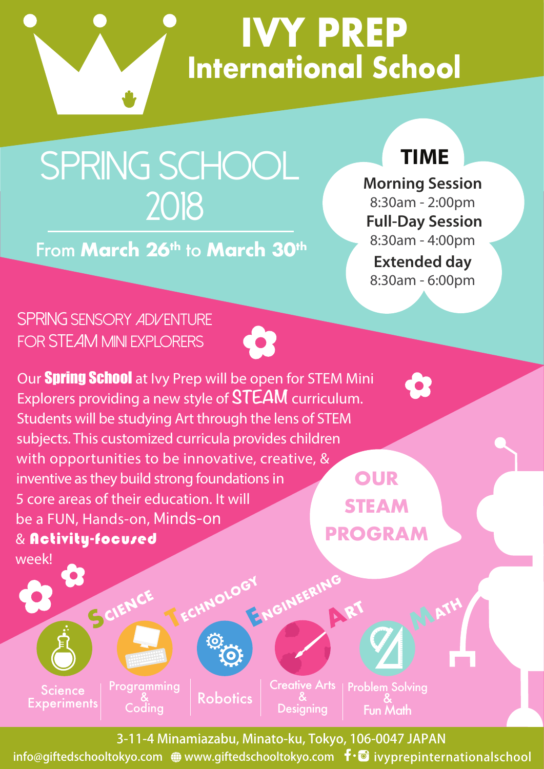# IVY PREP International School

## SPRING SCHOOL 2018

From **March 26th** to **March 30th**

### TIME

**Morning Session**
8:30am - 2:00pm

**Full-Day Session**
8:30am - 4:00pm

**Extended day**
8:30am - 6:00pm

### SPRING SENSORY ADVENTURE FOR STEAM MINI EXPLORERS

Our **Spring School** at Ivy Prep will be open for STEM Mini Explorers providing a new style of STEAM curriculum. Students will be studying Art through the lens of STEM subjects. This customized curricula provides children with opportunities to be innovative, creative, & inventive as they build strong foundations in 5 core areas of their education. It will be a FUN, Hands-on, Minds-on & **Activity-focused** week!

### OUR STEAM PROGRAM

- **Science** – Science Experiments
- **Technology** – Programming & Coding
- **Engineering** – Robotics
- **Art** – Creative Arts & Designing
- **Math** – Problem Solving & Fun Math

3-11-4 Minamiazabu, Minato-ku, Tokyo, 106-0047 JAPAN
info@giftedschooltokyo.com www.giftedschooltokyo.com ivyprepinternationalschool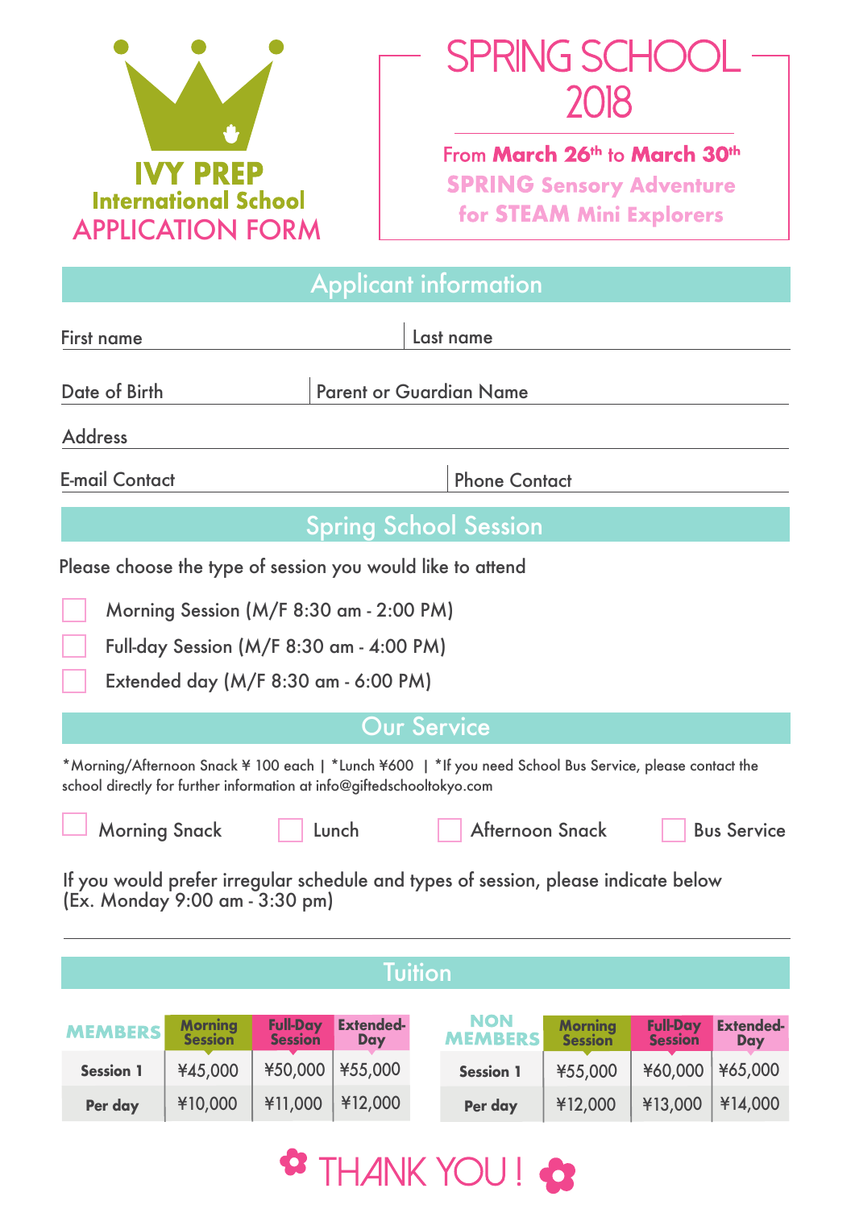# IVY PREP
## International School
## APPLICATION FORM

# SPRING SCHOOL 2018

From **March 26th** to **March 30th**

**SPRING Sensory Adventure for STEAM Mini Explorers**

## Applicant information

First name | Last name

Date of Birth | Parent or Guardian Name

Address

E-mail Contact | Phone Contact

## Spring School Session

Please choose the type of session you would like to attend

- ☐ Morning Session (M/F 8:30 am - 2:00 PM)
- ☐ Full-day Session (M/F 8:30 am - 4:00 PM)
- ☐ Extended day (M/F 8:30 am - 6:00 PM)

## Our Service

*Morning/Afternoon Snack ¥ 100 each | *Lunch ¥600 | *If you need School Bus Service, please contact the school directly for further information at info@giftedschooltokyo.com

☐ Morning Snack ☐ Lunch ☐ Afternoon Snack ☐ Bus Service

If you would prefer irregular schedule and types of session, please indicate below
(Ex. Monday 9:00 am - 3:30 pm)

## Tuition

| MEMBERS | Morning Session | Full-Day Session | Extended-Day |
|---|---|---|---|
| Session 1 | ¥45,000 | ¥50,000 | ¥55,000 |
| Per day | ¥10,000 | ¥11,000 | ¥12,000 |

| NON MEMBERS | Morning Session | Full-Day Session | Extended-Day |
|---|---|---|---|
| Session 1 | ¥55,000 | ¥60,000 | ¥65,000 |
| Per day | ¥12,000 | ¥13,000 | ¥14,000 |

THANK YOU !